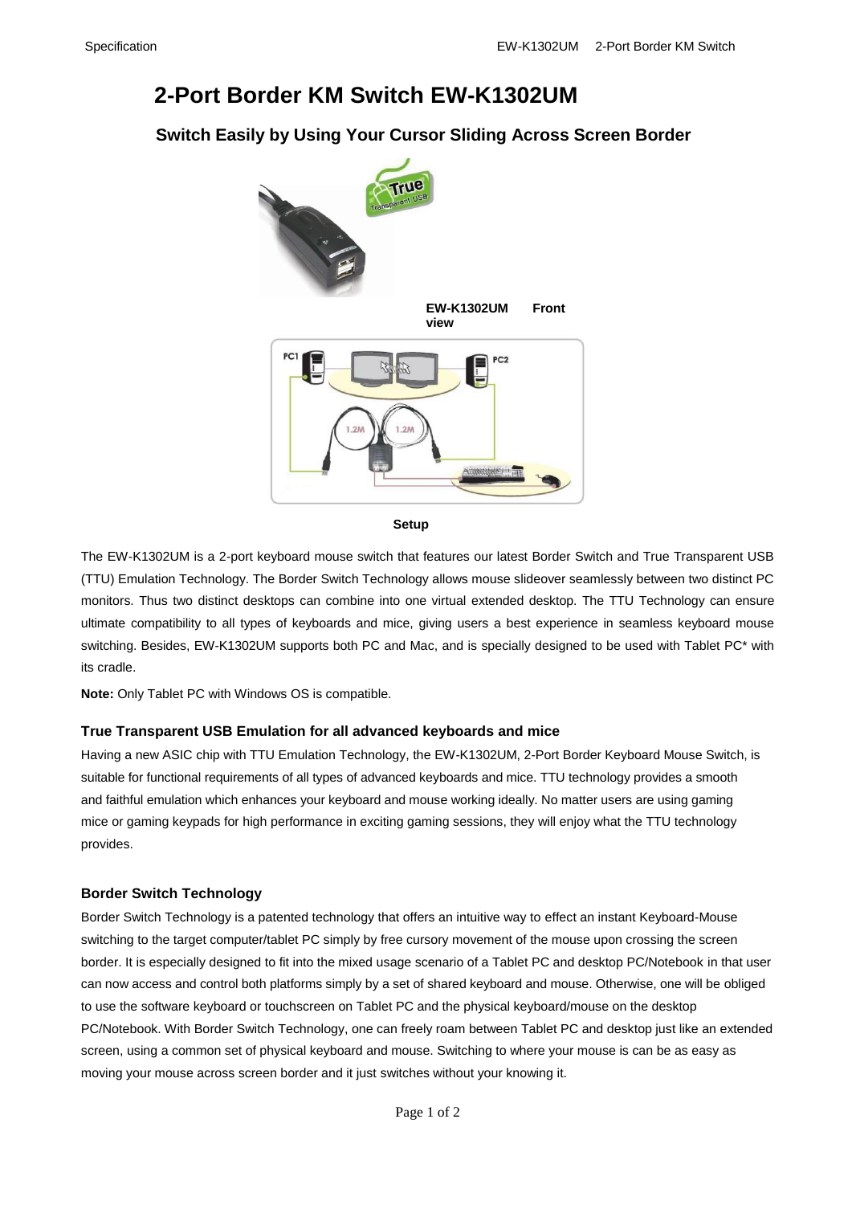# 2-Port Border KM Switch EW-K1302UM

## Switch Easily by Using Your Cursor Sliding Across Screen Border

**EW-K1302UM Front view**

**Setup**

The EW-K1302UM is a 2-port keyboard mouse switch that features our latest Border Switch and True Transparent USB (TTU) Emulation Technology. The Border Switch Technology allows mouse slideover seamlessly between two distinct PC monitors. Thus two distinct desktops can combine into one virtual extended desktop. The TTU Technology can ensure ultimate compatibility to all types of keyboards and mice, giving users a best experience in seamless keyboard mouse switching. Besides, EW-K1302UM supports both PC and Mac, and is specially designed to be used with Tablet PC* with its cradle.

**Note:** Only Tablet PC with Windows OS is compatible.

### True Transparent USB Emulation for all advanced keyboards and mice

Having a new ASIC chip with TTU Emulation Technology, the EW-K1302UM, 2-Port Border Keyboard Mouse Switch, is suitable for functional requirements of all types of advanced keyboards and mice. TTU technology provides a smooth and faithful emulation which enhances your keyboard and mouse working ideally. No matter users are using gaming mice or gaming keypads for high performance in exciting gaming sessions, they will enjoy what the TTU technology provides.

### Border Switch Technology

Border Switch Technology is a patented technology that offers an intuitive way to effect an instant Keyboard-Mouse switching to the target computer/tablet PC simply by free cursory movement of the mouse upon crossing the screen border. It is especially designed to fit into the mixed usage scenario of a Tablet PC and desktop PC/Notebook in that user can now access and control both platforms simply by a set of shared keyboard and mouse. Otherwise, one will be obliged to use the software keyboard or touchscreen on Tablet PC and the physical keyboard/mouse on the desktop PC/Notebook. With Border Switch Technology, one can freely roam between Tablet PC and desktop just like an extended screen, using a common set of physical keyboard and mouse. Switching to where your mouse is can be as easy as moving your mouse across screen border and it just switches without your knowing it.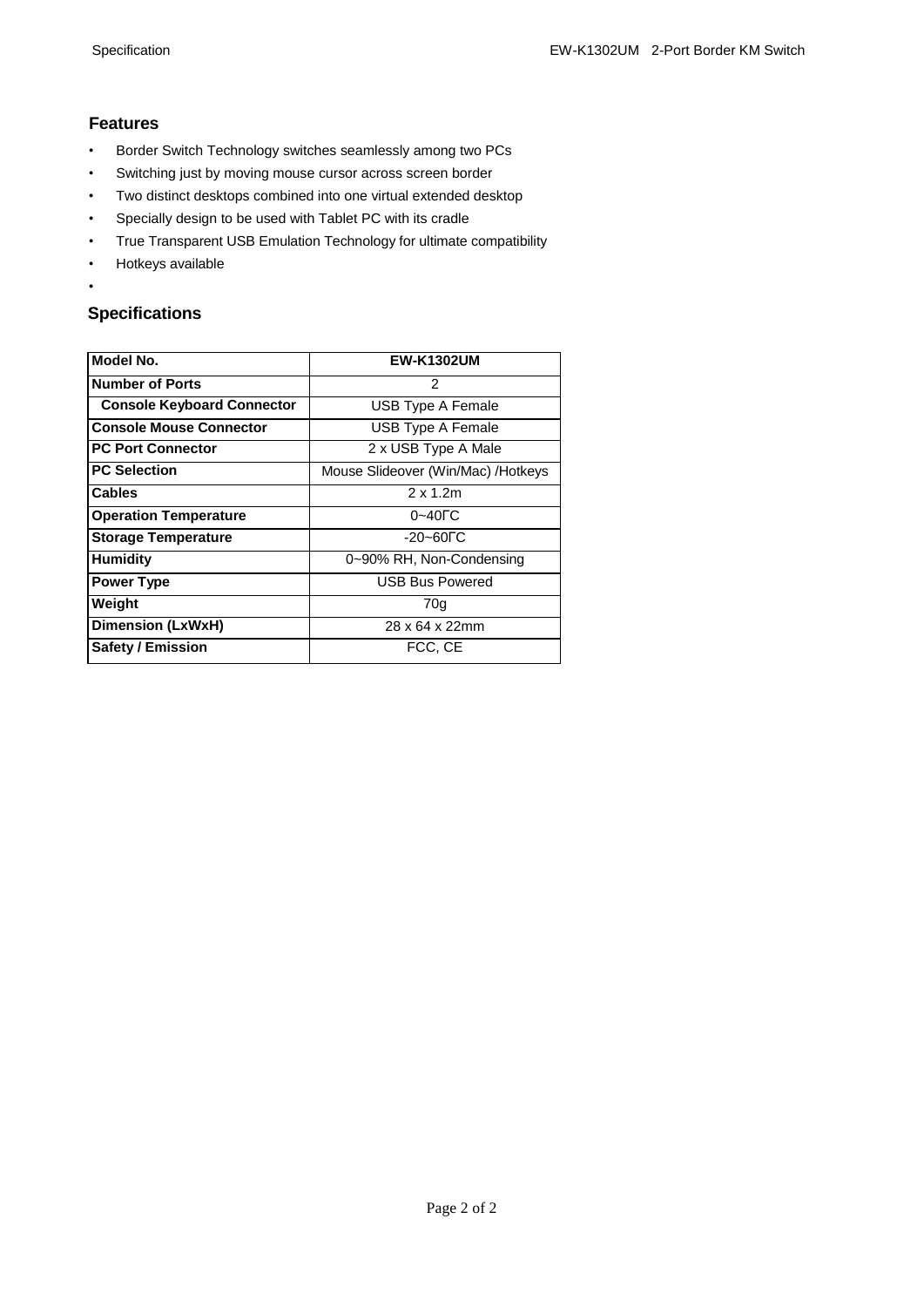## Features

- Border Switch Technology switches seamlessly among two PCs
- Switching just by moving mouse cursor across screen border
- Two distinct desktops combined into one virtual extended desktop
- Specially design to be used with Tablet PC with its cradle
- True Transparent USB Emulation Technology for ultimate compatibility
- Hotkeys available
- 

## Specifications

| Model No. | EW-K1302UM |
|---|---|
| Number of Ports | 2 |
| Console Keyboard Connector | USB Type A Female |
| Console Mouse Connector | USB Type A Female |
| PC Port Connector | 2 x USB Type A Male |
| PC Selection | Mouse Slideover (Win/Mac) /Hotkeys |
| Cables | 2 x 1.2m |
| Operation Temperature | 0~40ΓC |
| Storage Temperature | -20~60ΓC |
| Humidity | 0~90% RH, Non-Condensing |
| Power Type | USB Bus Powered |
| Weight | 70g |
| Dimension (LxWxH) | 28 x 64 x 22mm |
| Safety / Emission | FCC, CE |